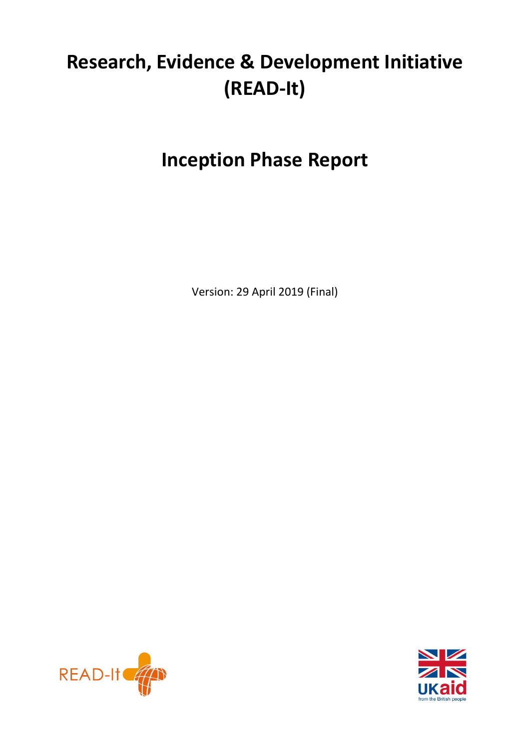# Research, Evidence & Development Initiative (READ-It)

# Inception Phase Report

Version: 29 April 2019 (Final)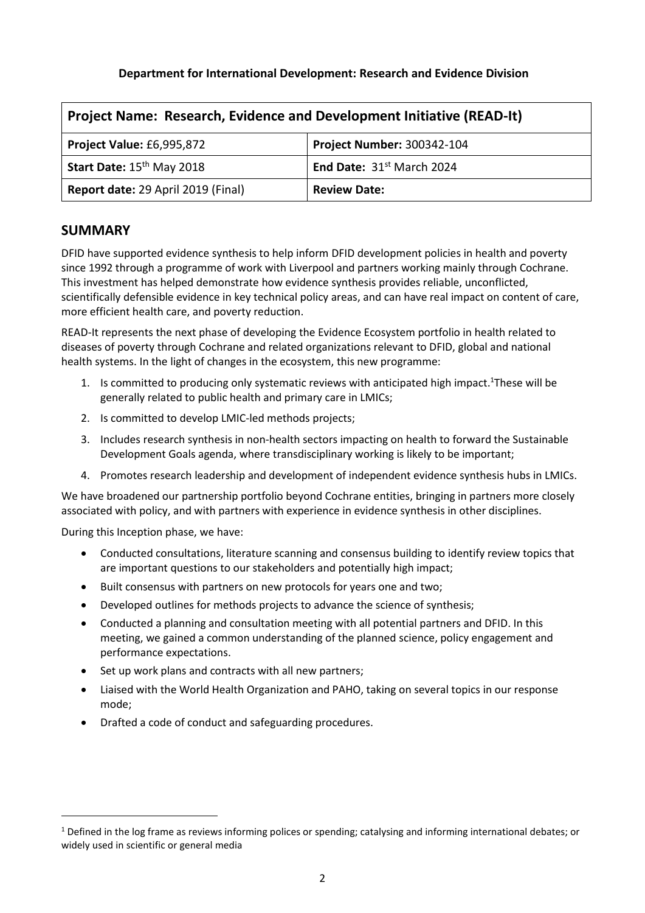**Department for International Development: Research and Evidence Division**

| Project Name: Research, Evidence and Development Initiative (READ-It) | |
|---|---|
| **Project Value:** £6,995,872 | **Project Number:** 300342-104 |
| **Start Date:** 15th May 2018 | **End Date:** 31st March 2024 |
| **Report date:** 29 April 2019 (Final) | **Review Date:** |

## SUMMARY

DFID have supported evidence synthesis to help inform DFID development policies in health and poverty since 1992 through a programme of work with Liverpool and partners working mainly through Cochrane. This investment has helped demonstrate how evidence synthesis provides reliable, unconflicted, scientifically defensible evidence in key technical policy areas, and can have real impact on content of care, more efficient health care, and poverty reduction.

READ-It represents the next phase of developing the Evidence Ecosystem portfolio in health related to diseases of poverty through Cochrane and related organizations relevant to DFID, global and national health systems. In the light of changes in the ecosystem, this new programme:

1. Is committed to producing only systematic reviews with anticipated high impact.[1] These will be generally related to public health and primary care in LMICs;
2. Is committed to develop LMIC-led methods projects;
3. Includes research synthesis in non-health sectors impacting on health to forward the Sustainable Development Goals agenda, where transdisciplinary working is likely to be important;
4. Promotes research leadership and development of independent evidence synthesis hubs in LMICs.

We have broadened our partnership portfolio beyond Cochrane entities, bringing in partners more closely associated with policy, and with partners with experience in evidence synthesis in other disciplines.

During this Inception phase, we have:

- Conducted consultations, literature scanning and consensus building to identify review topics that are important questions to our stakeholders and potentially high impact;
- Built consensus with partners on new protocols for years one and two;
- Developed outlines for methods projects to advance the science of synthesis;
- Conducted a planning and consultation meeting with all potential partners and DFID. In this meeting, we gained a common understanding of the planned science, policy engagement and performance expectations.
- Set up work plans and contracts with all new partners;
- Liaised with the World Health Organization and PAHO, taking on several topics in our response mode;
- Drafted a code of conduct and safeguarding procedures.

[1] Defined in the log frame as reviews informing polices or spending; catalysing and informing international debates; or widely used in scientific or general media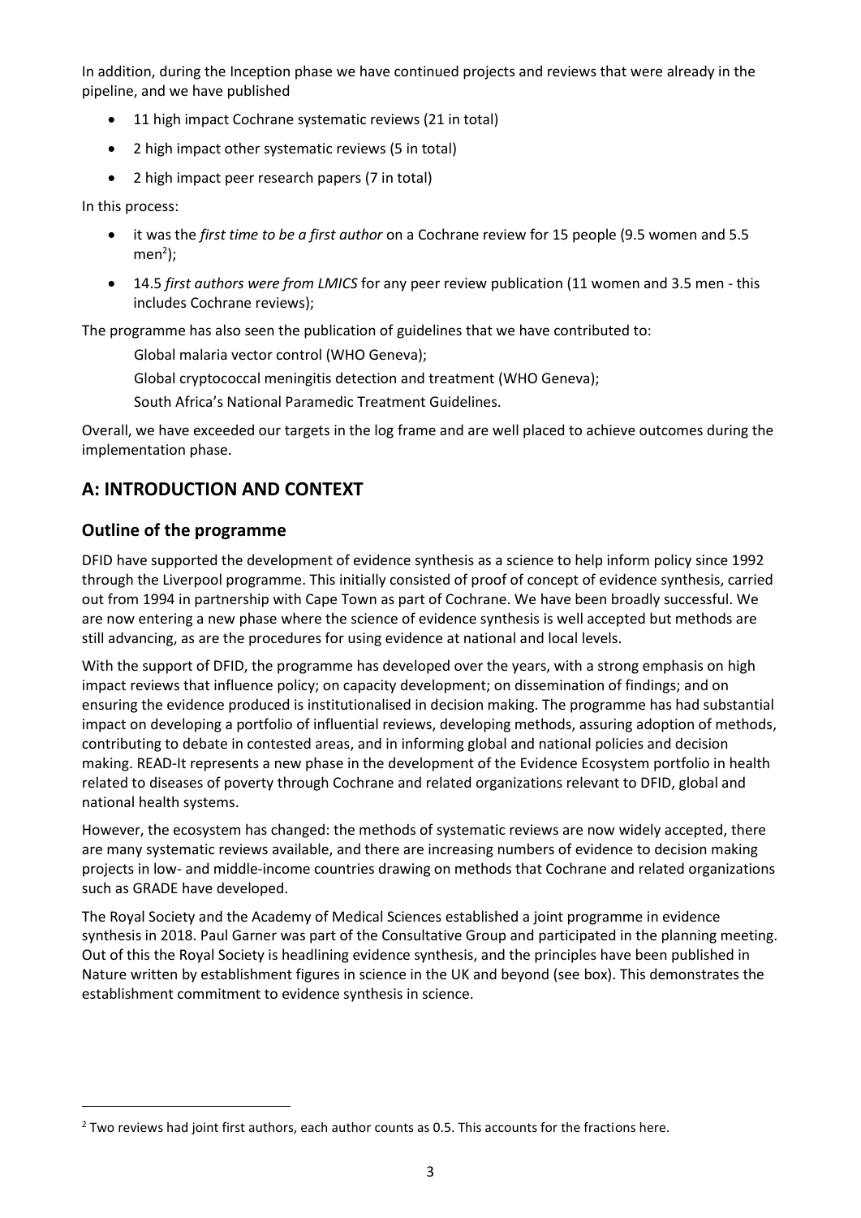In addition, during the Inception phase we have continued projects and reviews that were already in the pipeline, and we have published

- 11 high impact Cochrane systematic reviews (21 in total)
- 2 high impact other systematic reviews (5 in total)
- 2 high impact peer research papers (7 in total)

In this process:

- it was the *first time to be a first author* on a Cochrane review for 15 people (9.5 women and 5.5 men[2]);
- 14.5 *first authors were from LMICS* for any peer review publication (11 women and 3.5 men - this includes Cochrane reviews);

The programme has also seen the publication of guidelines that we have contributed to:

Global malaria vector control (WHO Geneva);

Global cryptococcal meningitis detection and treatment (WHO Geneva);

South Africa's National Paramedic Treatment Guidelines.

Overall, we have exceeded our targets in the log frame and are well placed to achieve outcomes during the implementation phase.

## A: INTRODUCTION AND CONTEXT

### Outline of the programme

DFID have supported the development of evidence synthesis as a science to help inform policy since 1992 through the Liverpool programme. This initially consisted of proof of concept of evidence synthesis, carried out from 1994 in partnership with Cape Town as part of Cochrane. We have been broadly successful. We are now entering a new phase where the science of evidence synthesis is well accepted but methods are still advancing, as are the procedures for using evidence at national and local levels.

With the support of DFID, the programme has developed over the years, with a strong emphasis on high impact reviews that influence policy; on capacity development; on dissemination of findings; and on ensuring the evidence produced is institutionalised in decision making. The programme has had substantial impact on developing a portfolio of influential reviews, developing methods, assuring adoption of methods, contributing to debate in contested areas, and in informing global and national policies and decision making. READ-It represents a new phase in the development of the Evidence Ecosystem portfolio in health related to diseases of poverty through Cochrane and related organizations relevant to DFID, global and national health systems.

However, the ecosystem has changed: the methods of systematic reviews are now widely accepted, there are many systematic reviews available, and there are increasing numbers of evidence to decision making projects in low- and middle-income countries drawing on methods that Cochrane and related organizations such as GRADE have developed.

The Royal Society and the Academy of Medical Sciences established a joint programme in evidence synthesis in 2018. Paul Garner was part of the Consultative Group and participated in the planning meeting. Out of this the Royal Society is headlining evidence synthesis, and the principles have been published in Nature written by establishment figures in science in the UK and beyond (see box). This demonstrates the establishment commitment to evidence synthesis in science.

[2] Two reviews had joint first authors, each author counts as 0.5. This accounts for the fractions here.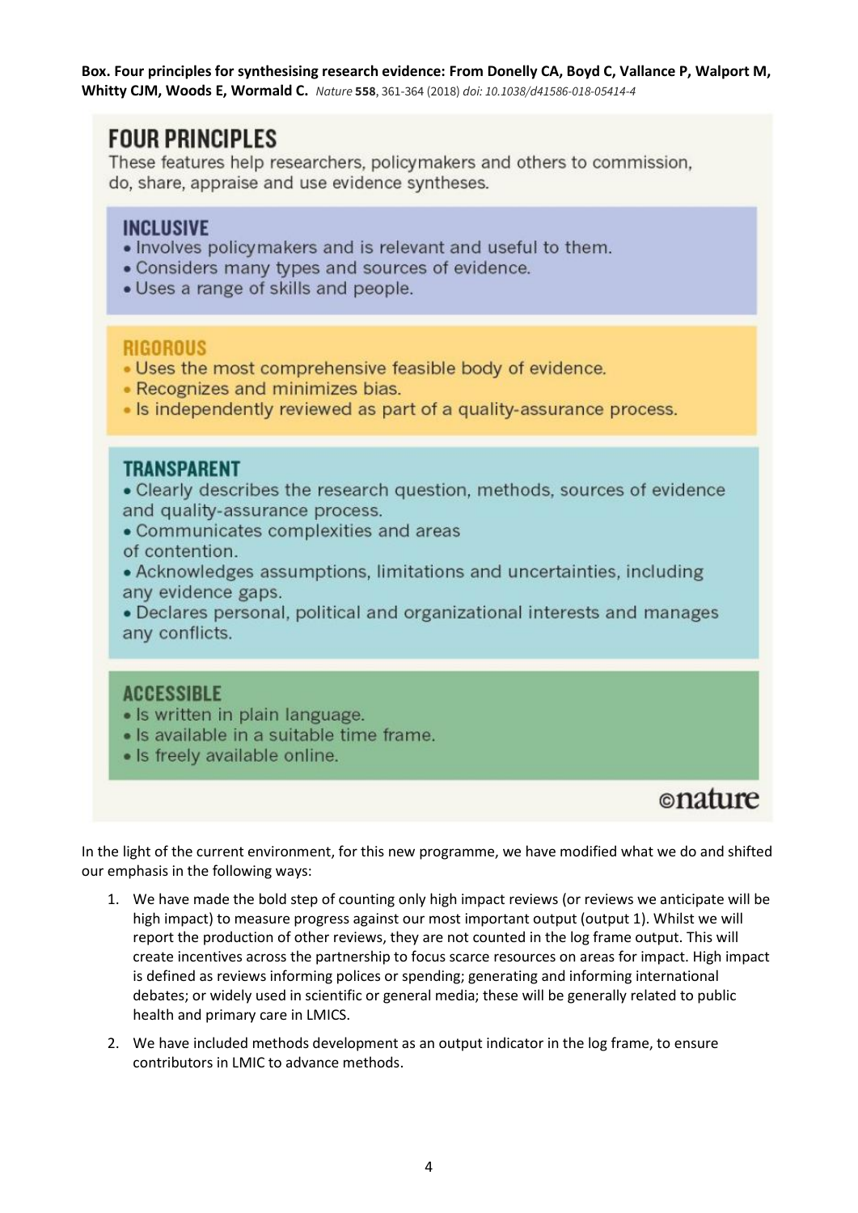**Box. Four principles for synthesising research evidence: From Donelly CA, Boyd C, Vallance P, Walport M, Whitty CJM, Woods E, Wormald C.** *Nature* **558**, 361-364 (2018) *doi: 10.1038/d41586-018-05414-4*

## FOUR PRINCIPLES

These features help researchers, policymakers and others to commission, do, share, appraise and use evidence syntheses.

### INCLUSIVE

- Involves policymakers and is relevant and useful to them.
- Considers many types and sources of evidence.
- Uses a range of skills and people.

### RIGOROUS

- Uses the most comprehensive feasible body of evidence.
- Recognizes and minimizes bias.
- Is independently reviewed as part of a quality-assurance process.

### TRANSPARENT

- Clearly describes the research question, methods, sources of evidence and quality-assurance process.
- Communicates complexities and areas of contention.
- Acknowledges assumptions, limitations and uncertainties, including any evidence gaps.
- Declares personal, political and organizational interests and manages any conflicts.

### ACCESSIBLE

- Is written in plain language.
- Is available in a suitable time frame.
- Is freely available online.

©nature

In the light of the current environment, for this new programme, we have modified what we do and shifted our emphasis in the following ways:

1. We have made the bold step of counting only high impact reviews (or reviews we anticipate will be high impact) to measure progress against our most important output (output 1). Whilst we will report the production of other reviews, they are not counted in the log frame output. This will create incentives across the partnership to focus scarce resources on areas for impact. High impact is defined as reviews informing polices or spending; generating and informing international debates; or widely used in scientific or general media; these will be generally related to public health and primary care in LMICS.
2. We have included methods development as an output indicator in the log frame, to ensure contributors in LMIC to advance methods.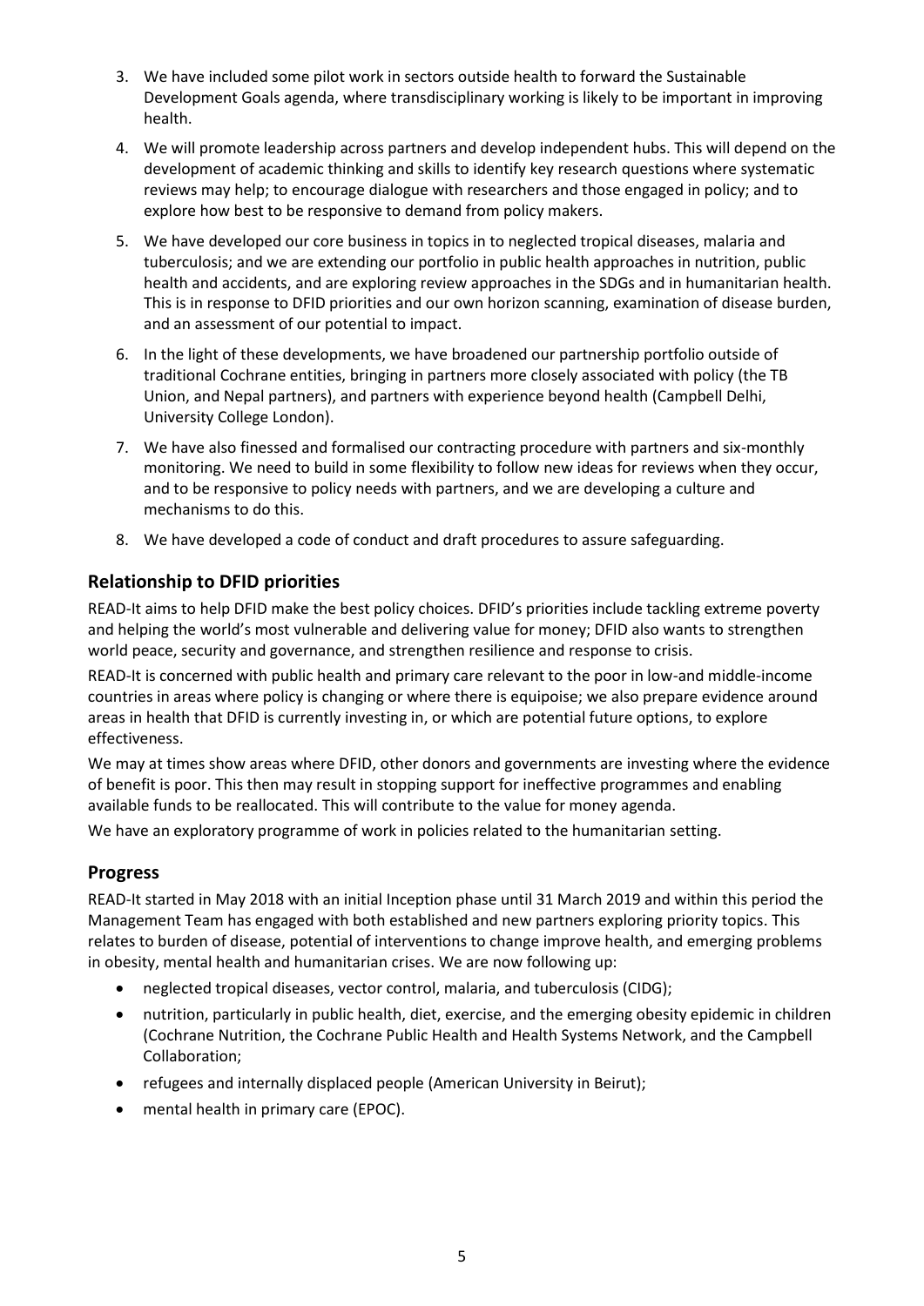3. We have included some pilot work in sectors outside health to forward the Sustainable Development Goals agenda, where transdisciplinary working is likely to be important in improving health.
4. We will promote leadership across partners and develop independent hubs. This will depend on the development of academic thinking and skills to identify key research questions where systematic reviews may help; to encourage dialogue with researchers and those engaged in policy; and to explore how best to be responsive to demand from policy makers.
5. We have developed our core business in topics in to neglected tropical diseases, malaria and tuberculosis; and we are extending our portfolio in public health approaches in nutrition, public health and accidents, and are exploring review approaches in the SDGs and in humanitarian health. This is in response to DFID priorities and our own horizon scanning, examination of disease burden, and an assessment of our potential to impact.
6. In the light of these developments, we have broadened our partnership portfolio outside of traditional Cochrane entities, bringing in partners more closely associated with policy (the TB Union, and Nepal partners), and partners with experience beyond health (Campbell Delhi, University College London).
7. We have also finessed and formalised our contracting procedure with partners and six-monthly monitoring. We need to build in some flexibility to follow new ideas for reviews when they occur, and to be responsive to policy needs with partners, and we are developing a culture and mechanisms to do this.
8. We have developed a code of conduct and draft procedures to assure safeguarding.

## Relationship to DFID priorities

READ-It aims to help DFID make the best policy choices. DFID's priorities include tackling extreme poverty and helping the world's most vulnerable and delivering value for money; DFID also wants to strengthen world peace, security and governance, and strengthen resilience and response to crisis.

READ-It is concerned with public health and primary care relevant to the poor in low-and middle-income countries in areas where policy is changing or where there is equipoise; we also prepare evidence around areas in health that DFID is currently investing in, or which are potential future options, to explore effectiveness.

We may at times show areas where DFID, other donors and governments are investing where the evidence of benefit is poor. This then may result in stopping support for ineffective programmes and enabling available funds to be reallocated. This will contribute to the value for money agenda.

We have an exploratory programme of work in policies related to the humanitarian setting.

## Progress

READ-It started in May 2018 with an initial Inception phase until 31 March 2019 and within this period the Management Team has engaged with both established and new partners exploring priority topics. This relates to burden of disease, potential of interventions to change improve health, and emerging problems in obesity, mental health and humanitarian crises. We are now following up:

- neglected tropical diseases, vector control, malaria, and tuberculosis (CIDG);
- nutrition, particularly in public health, diet, exercise, and the emerging obesity epidemic in children (Cochrane Nutrition, the Cochrane Public Health and Health Systems Network, and the Campbell Collaboration;
- refugees and internally displaced people (American University in Beirut);
- mental health in primary care (EPOC).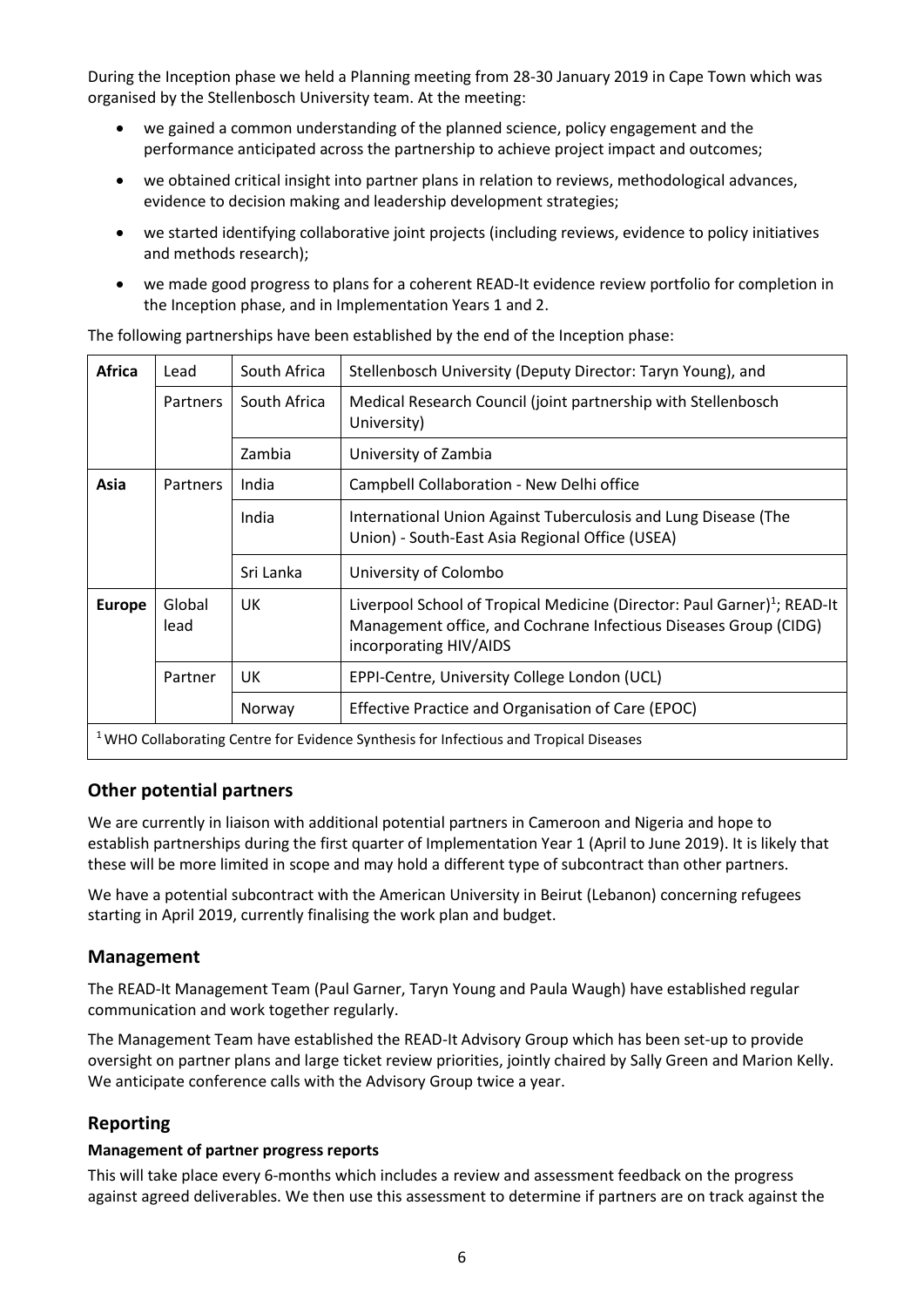During the Inception phase we held a Planning meeting from 28-30 January 2019 in Cape Town which was organised by the Stellenbosch University team. At the meeting:

- we gained a common understanding of the planned science, policy engagement and the performance anticipated across the partnership to achieve project impact and outcomes;
- we obtained critical insight into partner plans in relation to reviews, methodological advances, evidence to decision making and leadership development strategies;
- we started identifying collaborative joint projects (including reviews, evidence to policy initiatives and methods research);
- we made good progress to plans for a coherent READ-It evidence review portfolio for completion in the Inception phase, and in Implementation Years 1 and 2.

The following partnerships have been established by the end of the Inception phase:

| | | | |
|---|---|---|---|
| **Africa** | Lead | South Africa | Stellenbosch University (Deputy Director: Taryn Young), and |
| | Partners | South Africa | Medical Research Council (joint partnership with Stellenbosch University) |
| | | Zambia | University of Zambia |
| **Asia** | Partners | India | Campbell Collaboration - New Delhi office |
| | | India | International Union Against Tuberculosis and Lung Disease (The Union) - South-East Asia Regional Office (USEA) |
| | | Sri Lanka | University of Colombo |
| **Europe** | Global lead | UK | Liverpool School of Tropical Medicine (Director: Paul Garner)[1]; READ-It Management office, and Cochrane Infectious Diseases Group (CIDG) incorporating HIV/AIDS |
| | Partner | UK | EPPI-Centre, University College London (UCL) |
| | | Norway | Effective Practice and Organisation of Care (EPOC) |

[1] WHO Collaborating Centre for Evidence Synthesis for Infectious and Tropical Diseases

## Other potential partners

We are currently in liaison with additional potential partners in Cameroon and Nigeria and hope to establish partnerships during the first quarter of Implementation Year 1 (April to June 2019). It is likely that these will be more limited in scope and may hold a different type of subcontract than other partners.

We have a potential subcontract with the American University in Beirut (Lebanon) concerning refugees starting in April 2019, currently finalising the work plan and budget.

## Management

The READ-It Management Team (Paul Garner, Taryn Young and Paula Waugh) have established regular communication and work together regularly.

The Management Team have established the READ-It Advisory Group which has been set-up to provide oversight on partner plans and large ticket review priorities, jointly chaired by Sally Green and Marion Kelly. We anticipate conference calls with the Advisory Group twice a year.

## Reporting

### Management of partner progress reports

This will take place every 6-months which includes a review and assessment feedback on the progress against agreed deliverables. We then use this assessment to determine if partners are on track against the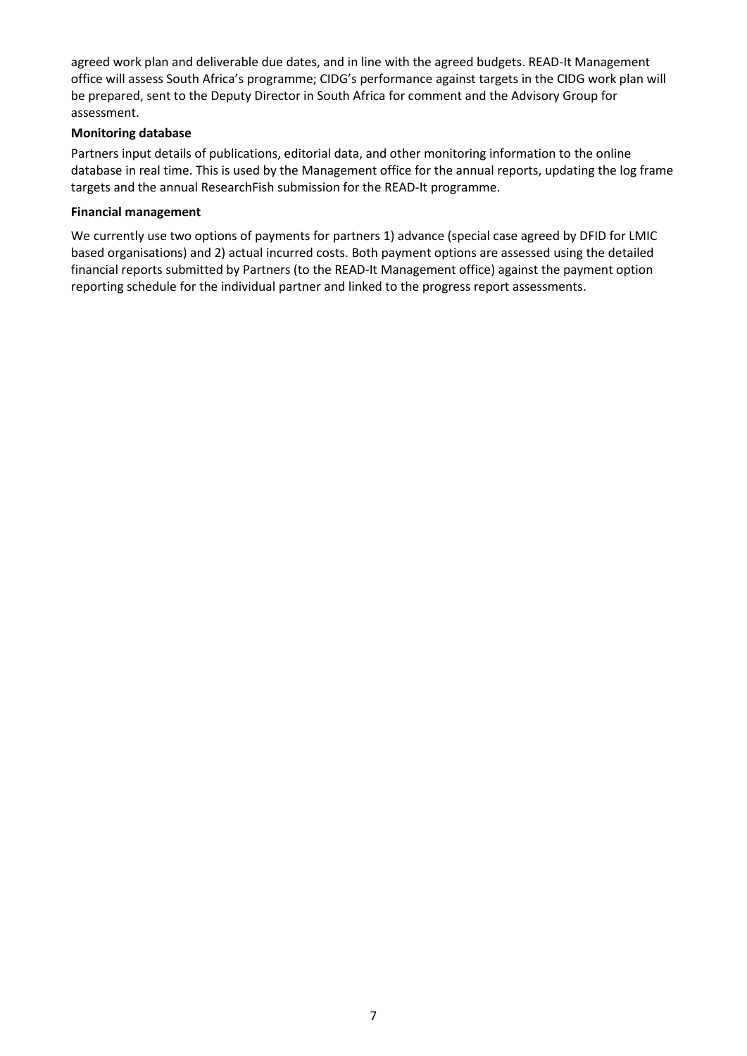agreed work plan and deliverable due dates, and in line with the agreed budgets. READ-It Management office will assess South Africa's programme; CIDG's performance against targets in the CIDG work plan will be prepared, sent to the Deputy Director in South Africa for comment and the Advisory Group for assessment.

**Monitoring database**

Partners input details of publications, editorial data, and other monitoring information to the online database in real time. This is used by the Management office for the annual reports, updating the log frame targets and the annual ResearchFish submission for the READ-It programme.

**Financial management**

We currently use two options of payments for partners 1) advance (special case agreed by DFID for LMIC based organisations) and 2) actual incurred costs. Both payment options are assessed using the detailed financial reports submitted by Partners (to the READ-It Management office) against the payment option reporting schedule for the individual partner and linked to the progress report assessments.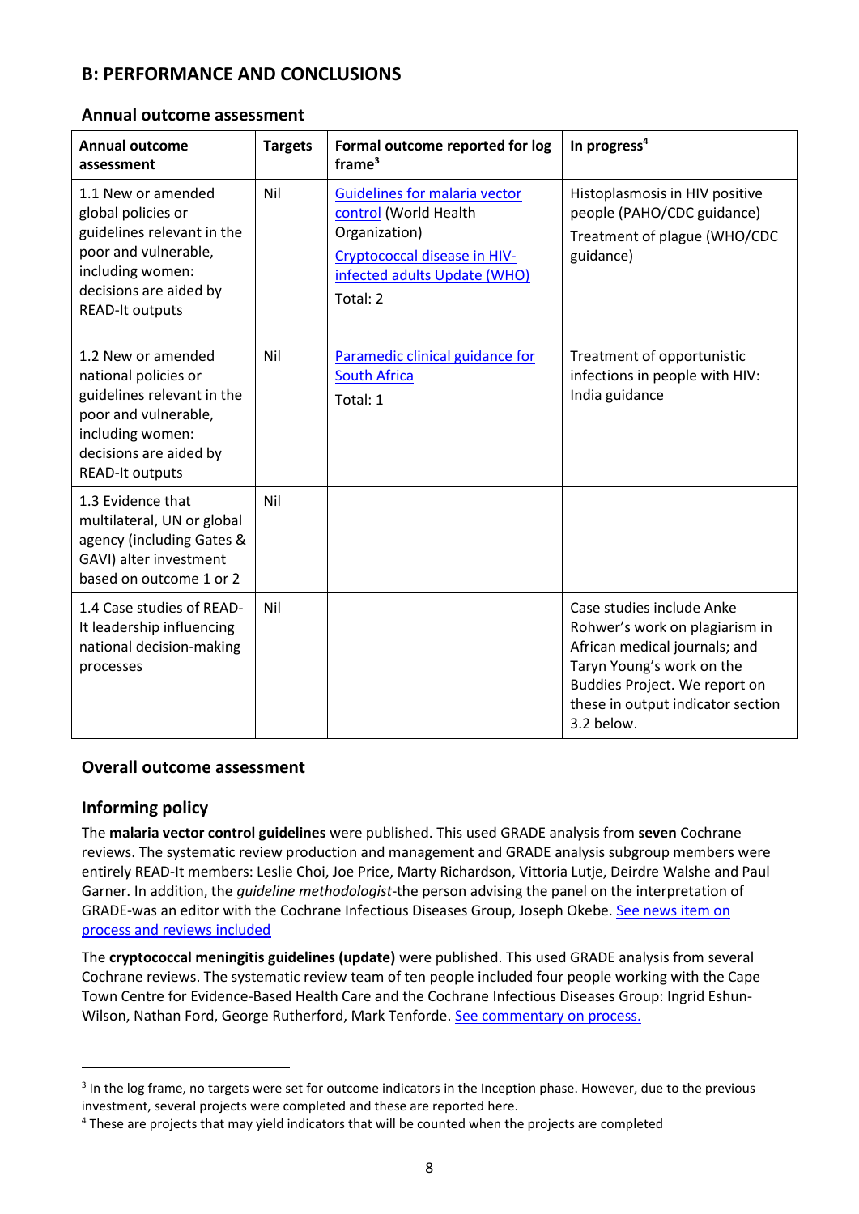## B: PERFORMANCE AND CONCLUSIONS

### Annual outcome assessment

| Annual outcome assessment | Targets | Formal outcome reported for log frame[3] | In progress[4] |
|---|---|---|---|
| 1.1 New or amended global policies or guidelines relevant in the poor and vulnerable, including women: decisions are aided by READ-It outputs | Nil | Guidelines for malaria vector control (World Health Organization)<br>Cryptococcal disease in HIV-infected adults Update (WHO)<br>Total: 2 | Histoplasmosis in HIV positive people (PAHO/CDC guidance)<br>Treatment of plague (WHO/CDC guidance) |
| 1.2 New or amended national policies or guidelines relevant in the poor and vulnerable, including women: decisions are aided by READ-It outputs | Nil | Paramedic clinical guidance for South Africa<br>Total: 1 | Treatment of opportunistic infections in people with HIV: India guidance |
| 1.3 Evidence that multilateral, UN or global agency (including Gates & GAVI) alter investment based on outcome 1 or 2 | Nil | | |
| 1.4 Case studies of READ-It leadership influencing national decision-making processes | Nil | | Case studies include Anke Rohwer's work on plagiarism in African medical journals; and Taryn Young's work on the Buddies Project. We report on these in output indicator section 3.2 below. |

### Overall outcome assessment

### Informing policy

The **malaria vector control guidelines** were published. This used GRADE analysis from **seven** Cochrane reviews. The systematic review production and management and GRADE analysis subgroup members were entirely READ-It members: Leslie Choi, Joe Price, Marty Richardson, Vittoria Lutje, Deirdre Walshe and Paul Garner. In addition, the *guideline methodologist*-the person advising the panel on the interpretation of GRADE-was an editor with the Cochrane Infectious Diseases Group, Joseph Okebe. See news item on process and reviews included

The **cryptococcal meningitis guidelines (update)** were published. This used GRADE analysis from several Cochrane reviews. The systematic review team of ten people included four people working with the Cape Town Centre for Evidence-Based Health Care and the Cochrane Infectious Diseases Group: Ingrid Eshun-Wilson, Nathan Ford, George Rutherford, Mark Tenforde. See commentary on process.

---

[3] In the log frame, no targets were set for outcome indicators in the Inception phase. However, due to the previous investment, several projects were completed and these are reported here.

[4] These are projects that may yield indicators that will be counted when the projects are completed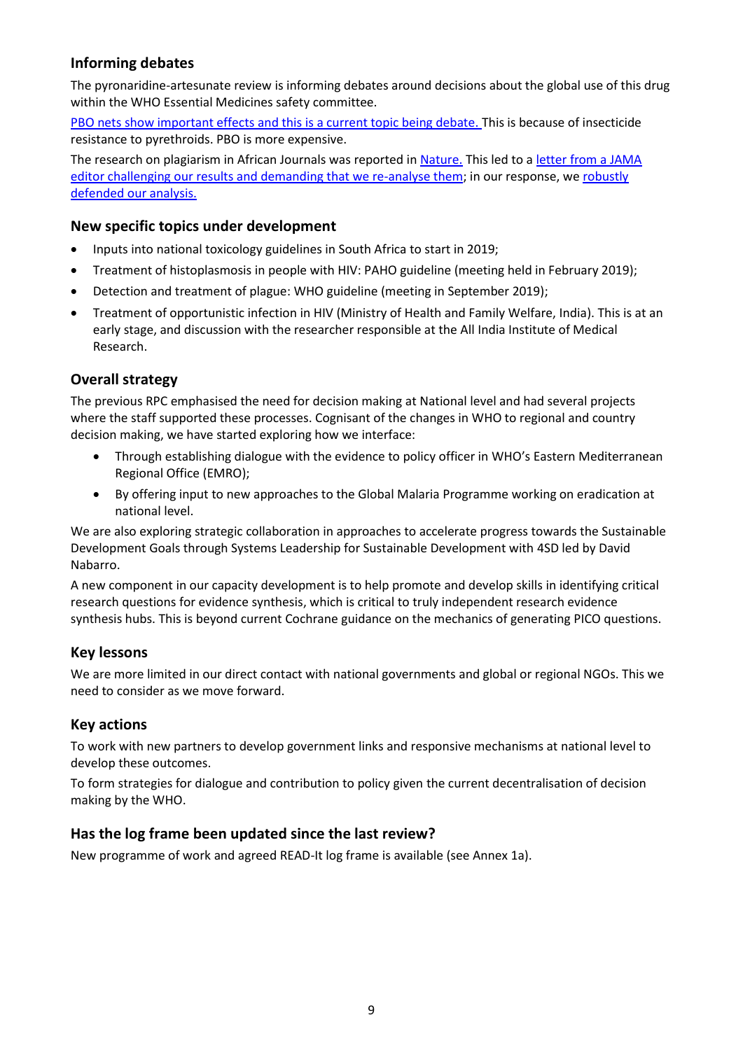## Informing debates

The pyronaridine-artesunate review is informing debates around decisions about the global use of this drug within the WHO Essential Medicines safety committee.

PBO nets show important effects and this is a current topic being debate. This is because of insecticide resistance to pyrethroids. PBO is more expensive.

The research on plagiarism in African Journals was reported in Nature. This led to a letter from a JAMA editor challenging our results and demanding that we re-analyse them; in our response, we robustly defended our analysis.

## New specific topics under development

- Inputs into national toxicology guidelines in South Africa to start in 2019;
- Treatment of histoplasmosis in people with HIV: PAHO guideline (meeting held in February 2019);
- Detection and treatment of plague: WHO guideline (meeting in September 2019);
- Treatment of opportunistic infection in HIV (Ministry of Health and Family Welfare, India). This is at an early stage, and discussion with the researcher responsible at the All India Institute of Medical Research.

## Overall strategy

The previous RPC emphasised the need for decision making at National level and had several projects where the staff supported these processes. Cognisant of the changes in WHO to regional and country decision making, we have started exploring how we interface:

- Through establishing dialogue with the evidence to policy officer in WHO's Eastern Mediterranean Regional Office (EMRO);
- By offering input to new approaches to the Global Malaria Programme working on eradication at national level.

We are also exploring strategic collaboration in approaches to accelerate progress towards the Sustainable Development Goals through Systems Leadership for Sustainable Development with 4SD led by David Nabarro.

A new component in our capacity development is to help promote and develop skills in identifying critical research questions for evidence synthesis, which is critical to truly independent research evidence synthesis hubs. This is beyond current Cochrane guidance on the mechanics of generating PICO questions.

## Key lessons

We are more limited in our direct contact with national governments and global or regional NGOs. This we need to consider as we move forward.

## Key actions

To work with new partners to develop government links and responsive mechanisms at national level to develop these outcomes.

To form strategies for dialogue and contribution to policy given the current decentralisation of decision making by the WHO.

## Has the log frame been updated since the last review?

New programme of work and agreed READ-It log frame is available (see Annex 1a).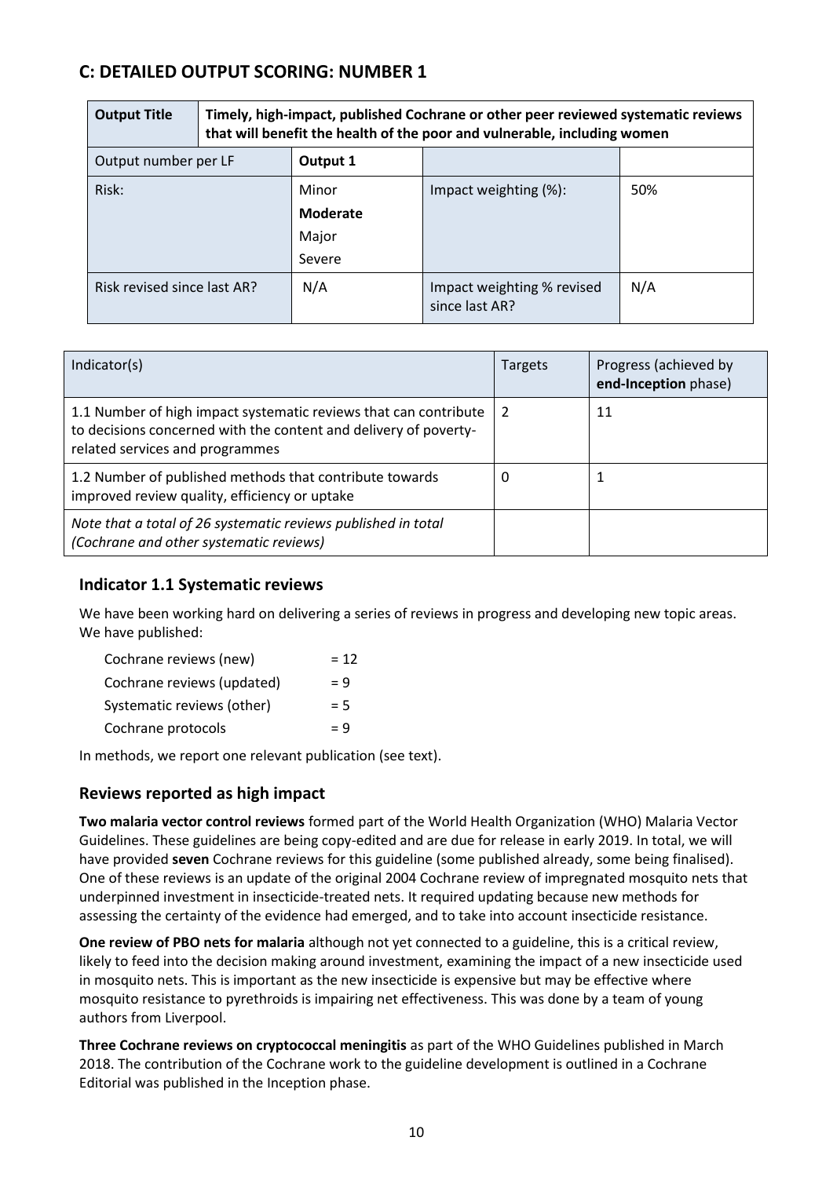## C: DETAILED OUTPUT SCORING: NUMBER 1

| **Output Title** | **Timely, high-impact, published Cochrane or other peer reviewed systematic reviews that will benefit the health of the poor and vulnerable, including women** | | |
|---|---|---|---|
| Output number per LF | **Output 1** | | |
| Risk: | Minor<br>**Moderate**<br>Major<br>Severe | Impact weighting (%): | 50% |
| Risk revised since last AR? | N/A | Impact weighting % revised since last AR? | N/A |

| Indicator(s) | Targets | Progress (achieved by **end-Inception** phase) |
|---|---|---|
| 1.1 Number of high impact systematic reviews that can contribute to decisions concerned with the content and delivery of poverty-related services and programmes | 2 | 11 |
| 1.2 Number of published methods that contribute towards improved review quality, efficiency or uptake | 0 | 1 |
| *Note that a total of 26 systematic reviews published in total (Cochrane and other systematic reviews)* | | |

### Indicator 1.1 Systematic reviews

We have been working hard on delivering a series of reviews in progress and developing new topic areas. We have published:

| | |
|---|---|
| Cochrane reviews (new) | = 12 |
| Cochrane reviews (updated) | = 9 |
| Systematic reviews (other) | = 5 |
| Cochrane protocols | = 9 |

In methods, we report one relevant publication (see text).

### Reviews reported as high impact

**Two malaria vector control reviews** formed part of the World Health Organization (WHO) Malaria Vector Guidelines. These guidelines are being copy-edited and are due for release in early 2019. In total, we will have provided **seven** Cochrane reviews for this guideline (some published already, some being finalised). One of these reviews is an update of the original 2004 Cochrane review of impregnated mosquito nets that underpinned investment in insecticide-treated nets. It required updating because new methods for assessing the certainty of the evidence had emerged, and to take into account insecticide resistance.

**One review of PBO nets for malaria** although not yet connected to a guideline, this is a critical review, likely to feed into the decision making around investment, examining the impact of a new insecticide used in mosquito nets. This is important as the new insecticide is expensive but may be effective where mosquito resistance to pyrethroids is impairing net effectiveness. This was done by a team of young authors from Liverpool.

**Three Cochrane reviews on cryptococcal meningitis** as part of the WHO Guidelines published in March 2018. The contribution of the Cochrane work to the guideline development is outlined in a Cochrane Editorial was published in the Inception phase.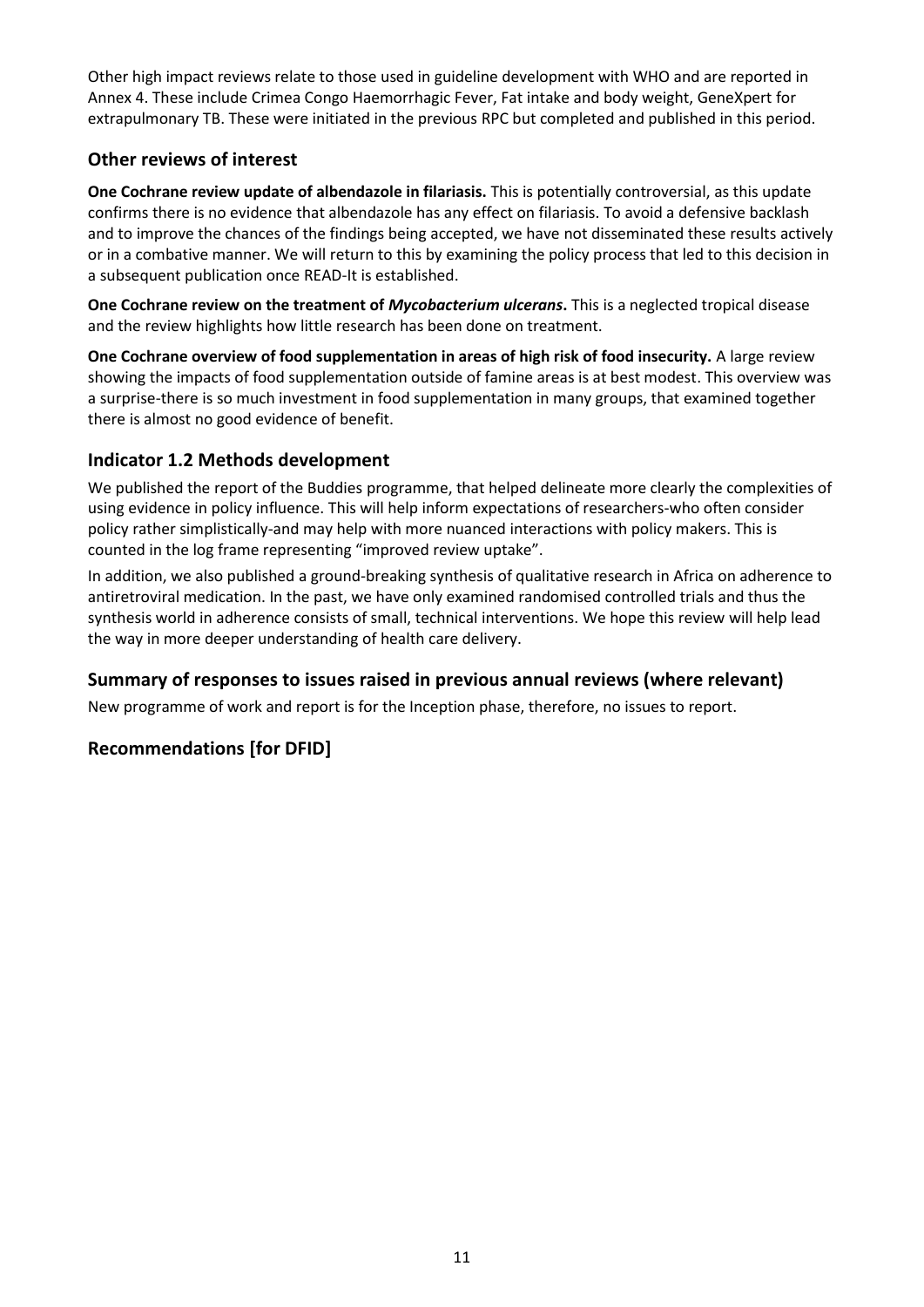Other high impact reviews relate to those used in guideline development with WHO and are reported in Annex 4. These include Crimea Congo Haemorrhagic Fever, Fat intake and body weight, GeneXpert for extrapulmonary TB. These were initiated in the previous RPC but completed and published in this period.

## Other reviews of interest

**One Cochrane review update of albendazole in filariasis.** This is potentially controversial, as this update confirms there is no evidence that albendazole has any effect on filariasis. To avoid a defensive backlash and to improve the chances of the findings being accepted, we have not disseminated these results actively or in a combative manner. We will return to this by examining the policy process that led to this decision in a subsequent publication once READ-It is established.

**One Cochrane review on the treatment of *Mycobacterium ulcerans*.** This is a neglected tropical disease and the review highlights how little research has been done on treatment.

**One Cochrane overview of food supplementation in areas of high risk of food insecurity.** A large review showing the impacts of food supplementation outside of famine areas is at best modest. This overview was a surprise-there is so much investment in food supplementation in many groups, that examined together there is almost no good evidence of benefit.

## Indicator 1.2 Methods development

We published the report of the Buddies programme, that helped delineate more clearly the complexities of using evidence in policy influence. This will help inform expectations of researchers-who often consider policy rather simplistically-and may help with more nuanced interactions with policy makers. This is counted in the log frame representing "improved review uptake".

In addition, we also published a ground-breaking synthesis of qualitative research in Africa on adherence to antiretroviral medication. In the past, we have only examined randomised controlled trials and thus the synthesis world in adherence consists of small, technical interventions. We hope this review will help lead the way in more deeper understanding of health care delivery.

## Summary of responses to issues raised in previous annual reviews (where relevant)

New programme of work and report is for the Inception phase, therefore, no issues to report.

## Recommendations [for DFID]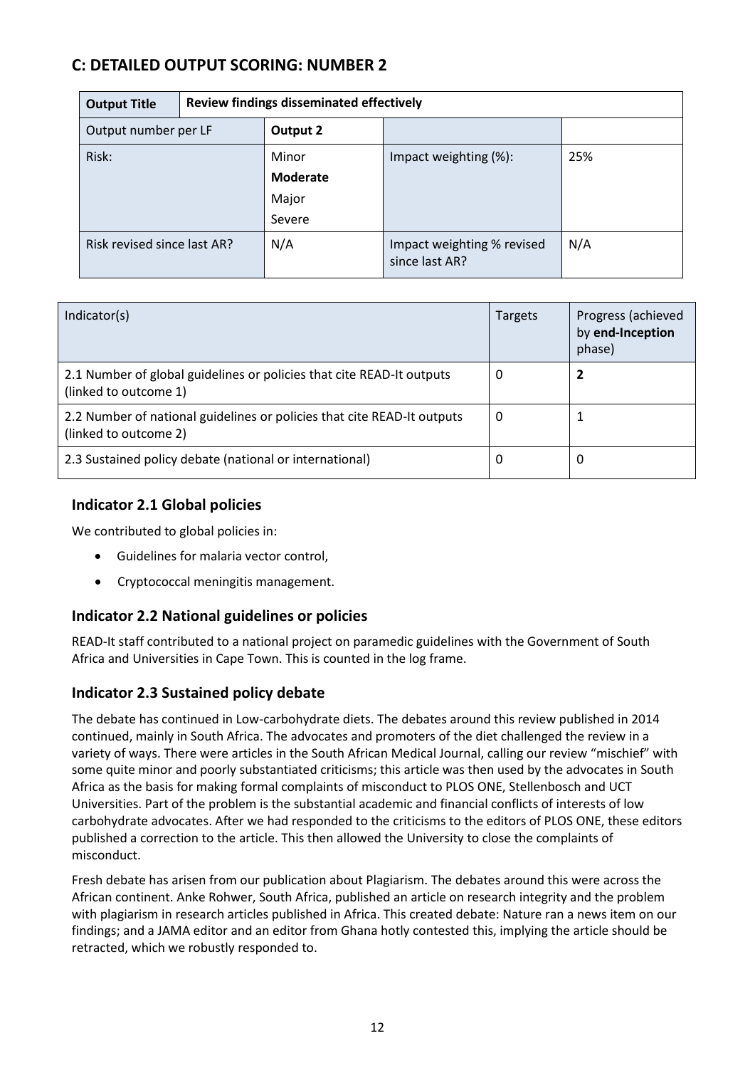## C: DETAILED OUTPUT SCORING: NUMBER 2

| **Output Title** | **Review findings disseminated effectively** | | |
|---|---|---|---|
| Output number per LF | **Output 2** | | |
| Risk: | Minor<br>**Moderate**<br>Major<br>Severe | Impact weighting (%): | 25% |
| Risk revised since last AR? | N/A | Impact weighting % revised since last AR? | N/A |

| Indicator(s) | Targets | Progress (achieved by **end-Inception** phase) |
|---|---|---|
| 2.1 Number of global guidelines or policies that cite READ-It outputs (linked to outcome 1) | 0 | **2** |
| 2.2 Number of national guidelines or policies that cite READ-It outputs (linked to outcome 2) | 0 | 1 |
| 2.3 Sustained policy debate (national or international) | 0 | 0 |

### Indicator 2.1 Global policies

We contributed to global policies in:

- Guidelines for malaria vector control,
- Cryptococcal meningitis management.

### Indicator 2.2 National guidelines or policies

READ-It staff contributed to a national project on paramedic guidelines with the Government of South Africa and Universities in Cape Town. This is counted in the log frame.

### Indicator 2.3 Sustained policy debate

The debate has continued in Low-carbohydrate diets. The debates around this review published in 2014 continued, mainly in South Africa. The advocates and promoters of the diet challenged the review in a variety of ways. There were articles in the South African Medical Journal, calling our review "mischief" with some quite minor and poorly substantiated criticisms; this article was then used by the advocates in South Africa as the basis for making formal complaints of misconduct to PLOS ONE, Stellenbosch and UCT Universities. Part of the problem is the substantial academic and financial conflicts of interests of low carbohydrate advocates. After we had responded to the criticisms to the editors of PLOS ONE, these editors published a correction to the article. This then allowed the University to close the complaints of misconduct.

Fresh debate has arisen from our publication about Plagiarism. The debates around this were across the African continent. Anke Rohwer, South Africa, published an article on research integrity and the problem with plagiarism in research articles published in Africa. This created debate: Nature ran a news item on our findings; and a JAMA editor and an editor from Ghana hotly contested this, implying the article should be retracted, which we robustly responded to.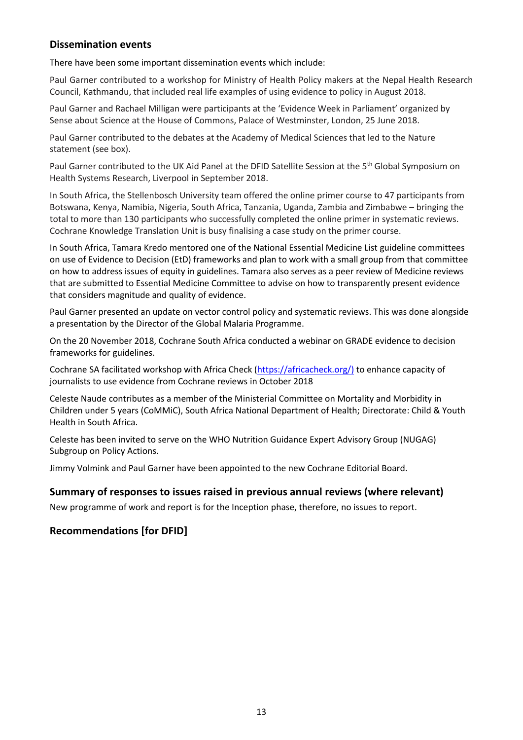## Dissemination events

There have been some important dissemination events which include:

Paul Garner contributed to a workshop for Ministry of Health Policy makers at the Nepal Health Research Council, Kathmandu, that included real life examples of using evidence to policy in August 2018.

Paul Garner and Rachael Milligan were participants at the 'Evidence Week in Parliament' organized by Sense about Science at the House of Commons, Palace of Westminster, London, 25 June 2018.

Paul Garner contributed to the debates at the Academy of Medical Sciences that led to the Nature statement (see box).

Paul Garner contributed to the UK Aid Panel at the DFID Satellite Session at the 5th Global Symposium on Health Systems Research, Liverpool in September 2018.

In South Africa, the Stellenbosch University team offered the online primer course to 47 participants from Botswana, Kenya, Namibia, Nigeria, South Africa, Tanzania, Uganda, Zambia and Zimbabwe – bringing the total to more than 130 participants who successfully completed the online primer in systematic reviews. Cochrane Knowledge Translation Unit is busy finalising a case study on the primer course.

In South Africa, Tamara Kredo mentored one of the National Essential Medicine List guideline committees on use of Evidence to Decision (EtD) frameworks and plan to work with a small group from that committee on how to address issues of equity in guidelines. Tamara also serves as a peer review of Medicine reviews that are submitted to Essential Medicine Committee to advise on how to transparently present evidence that considers magnitude and quality of evidence.

Paul Garner presented an update on vector control policy and systematic reviews. This was done alongside a presentation by the Director of the Global Malaria Programme.

On the 20 November 2018, Cochrane South Africa conducted a webinar on GRADE evidence to decision frameworks for guidelines.

Cochrane SA facilitated workshop with Africa Check (https://africacheck.org/) to enhance capacity of journalists to use evidence from Cochrane reviews in October 2018

Celeste Naude contributes as a member of the Ministerial Committee on Mortality and Morbidity in Children under 5 years (CoMMiC), South Africa National Department of Health; Directorate: Child & Youth Health in South Africa.

Celeste has been invited to serve on the WHO Nutrition Guidance Expert Advisory Group (NUGAG) Subgroup on Policy Actions.

Jimmy Volmink and Paul Garner have been appointed to the new Cochrane Editorial Board.

## Summary of responses to issues raised in previous annual reviews (where relevant)

New programme of work and report is for the Inception phase, therefore, no issues to report.

## Recommendations [for DFID]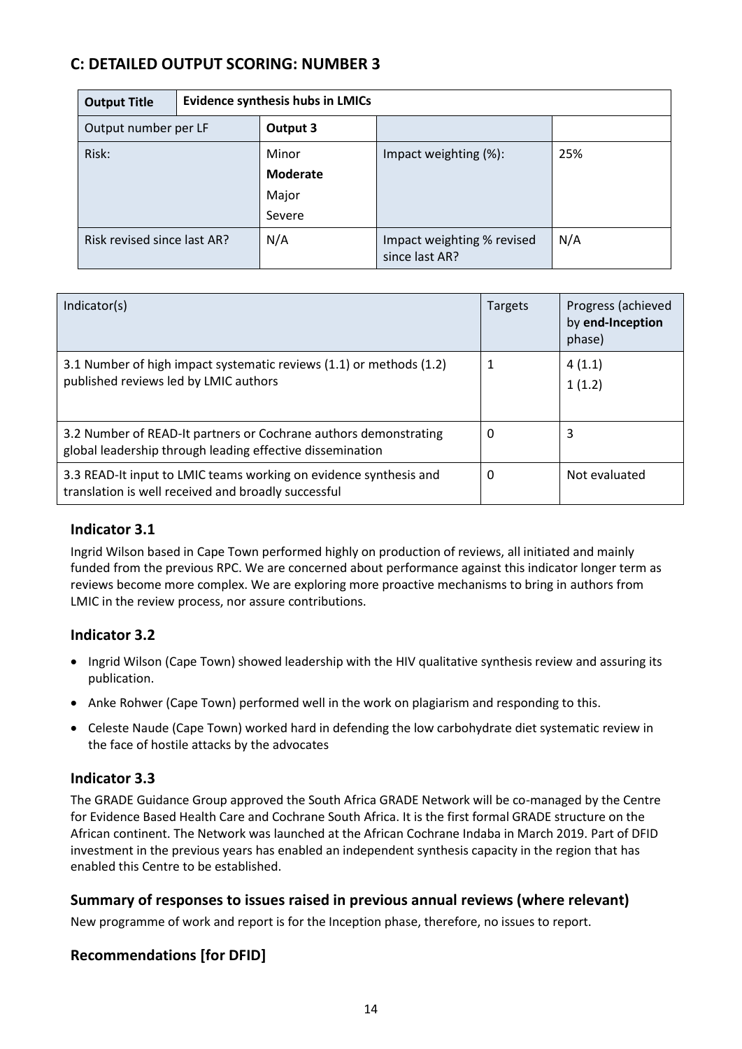## C: DETAILED OUTPUT SCORING: NUMBER 3

| **Output Title** | **Evidence synthesis hubs in LMICs** | | |
|---|---|---|---|
| Output number per LF | **Output 3** | | |
| Risk: | Minor<br>**Moderate**<br>Major<br>Severe | Impact weighting (%): | 25% |
| Risk revised since last AR? | N/A | Impact weighting % revised since last AR? | N/A |

| Indicator(s) | Targets | Progress (achieved by **end-Inception** phase) |
|---|---|---|
| 3.1 Number of high impact systematic reviews (1.1) or methods (1.2) published reviews led by LMIC authors | 1 | 4 (1.1)<br>1 (1.2) |
| 3.2 Number of READ-It partners or Cochrane authors demonstrating global leadership through leading effective dissemination | 0 | 3 |
| 3.3 READ-It input to LMIC teams working on evidence synthesis and translation is well received and broadly successful | 0 | Not evaluated |

### Indicator 3.1

Ingrid Wilson based in Cape Town performed highly on production of reviews, all initiated and mainly funded from the previous RPC. We are concerned about performance against this indicator longer term as reviews become more complex. We are exploring more proactive mechanisms to bring in authors from LMIC in the review process, nor assure contributions.

### Indicator 3.2

- Ingrid Wilson (Cape Town) showed leadership with the HIV qualitative synthesis review and assuring its publication.
- Anke Rohwer (Cape Town) performed well in the work on plagiarism and responding to this.
- Celeste Naude (Cape Town) worked hard in defending the low carbohydrate diet systematic review in the face of hostile attacks by the advocates

### Indicator 3.3

The GRADE Guidance Group approved the South Africa GRADE Network will be co-managed by the Centre for Evidence Based Health Care and Cochrane South Africa. It is the first formal GRADE structure on the African continent. The Network was launched at the African Cochrane Indaba in March 2019. Part of DFID investment in the previous years has enabled an independent synthesis capacity in the region that has enabled this Centre to be established.

### Summary of responses to issues raised in previous annual reviews (where relevant)

New programme of work and report is for the Inception phase, therefore, no issues to report.

### Recommendations [for DFID]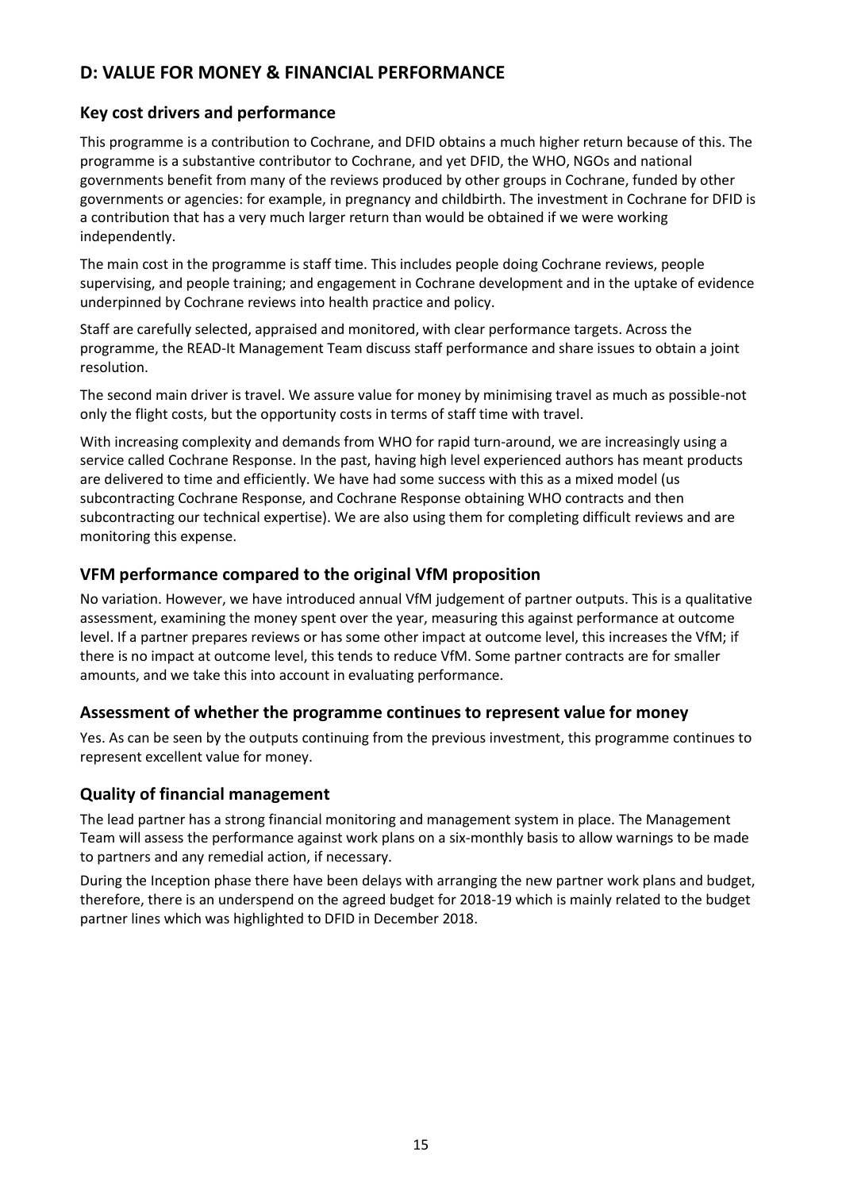## D: VALUE FOR MONEY & FINANCIAL PERFORMANCE

### Key cost drivers and performance

This programme is a contribution to Cochrane, and DFID obtains a much higher return because of this. The programme is a substantive contributor to Cochrane, and yet DFID, the WHO, NGOs and national governments benefit from many of the reviews produced by other groups in Cochrane, funded by other governments or agencies: for example, in pregnancy and childbirth. The investment in Cochrane for DFID is a contribution that has a very much larger return than would be obtained if we were working independently.

The main cost in the programme is staff time. This includes people doing Cochrane reviews, people supervising, and people training; and engagement in Cochrane development and in the uptake of evidence underpinned by Cochrane reviews into health practice and policy.

Staff are carefully selected, appraised and monitored, with clear performance targets. Across the programme, the READ-It Management Team discuss staff performance and share issues to obtain a joint resolution.

The second main driver is travel. We assure value for money by minimising travel as much as possible-not only the flight costs, but the opportunity costs in terms of staff time with travel.

With increasing complexity and demands from WHO for rapid turn-around, we are increasingly using a service called Cochrane Response. In the past, having high level experienced authors has meant products are delivered to time and efficiently. We have had some success with this as a mixed model (us subcontracting Cochrane Response, and Cochrane Response obtaining WHO contracts and then subcontracting our technical expertise). We are also using them for completing difficult reviews and are monitoring this expense.

### VFM performance compared to the original VfM proposition

No variation. However, we have introduced annual VfM judgement of partner outputs. This is a qualitative assessment, examining the money spent over the year, measuring this against performance at outcome level. If a partner prepares reviews or has some other impact at outcome level, this increases the VfM; if there is no impact at outcome level, this tends to reduce VfM. Some partner contracts are for smaller amounts, and we take this into account in evaluating performance.

### Assessment of whether the programme continues to represent value for money

Yes. As can be seen by the outputs continuing from the previous investment, this programme continues to represent excellent value for money.

### Quality of financial management

The lead partner has a strong financial monitoring and management system in place. The Management Team will assess the performance against work plans on a six-monthly basis to allow warnings to be made to partners and any remedial action, if necessary.

During the Inception phase there have been delays with arranging the new partner work plans and budget, therefore, there is an underspend on the agreed budget for 2018-19 which is mainly related to the budget partner lines which was highlighted to DFID in December 2018.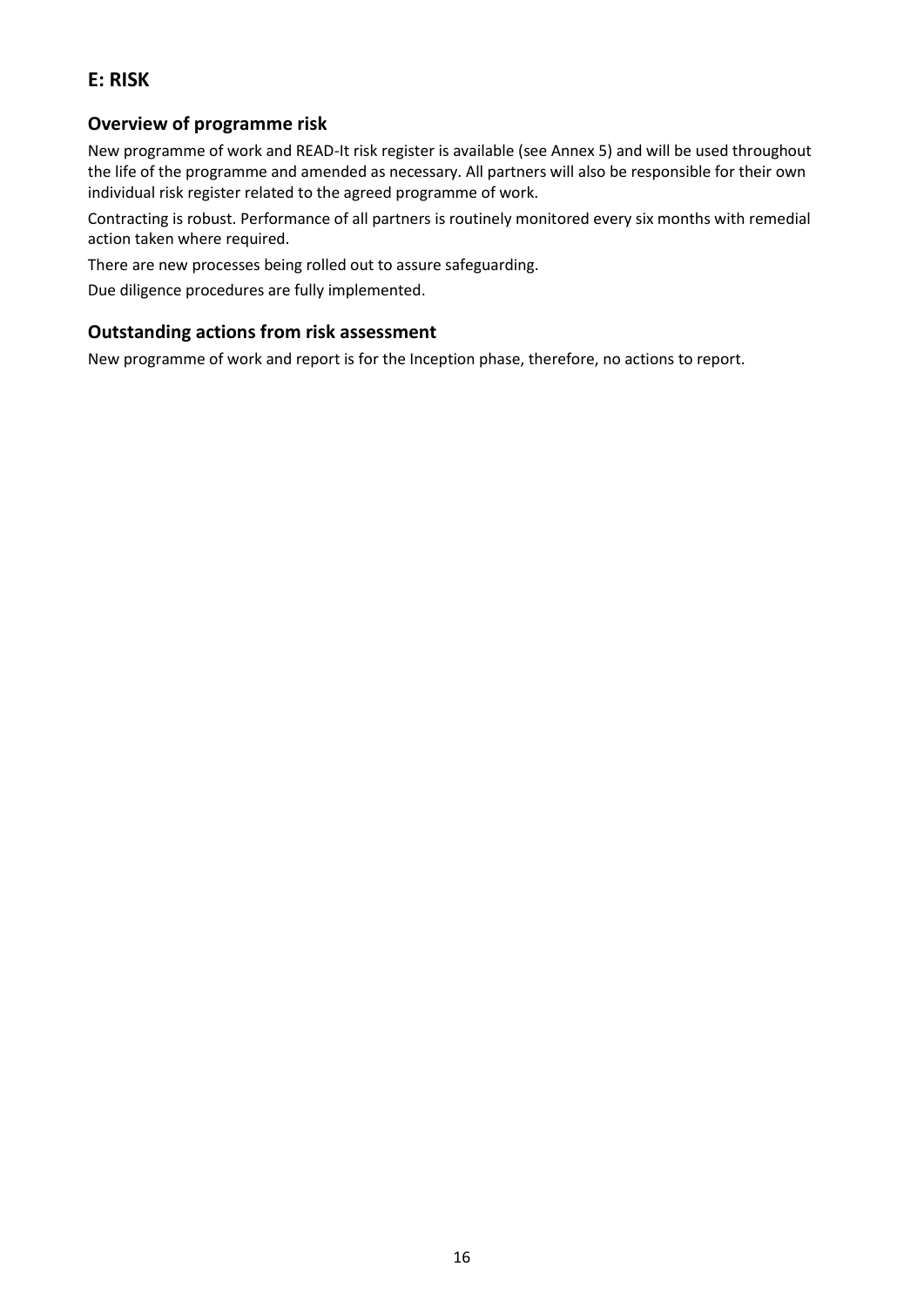## E: RISK

### Overview of programme risk

New programme of work and READ-It risk register is available (see Annex 5) and will be used throughout the life of the programme and amended as necessary. All partners will also be responsible for their own individual risk register related to the agreed programme of work.

Contracting is robust. Performance of all partners is routinely monitored every six months with remedial action taken where required.

There are new processes being rolled out to assure safeguarding.

Due diligence procedures are fully implemented.

### Outstanding actions from risk assessment

New programme of work and report is for the Inception phase, therefore, no actions to report.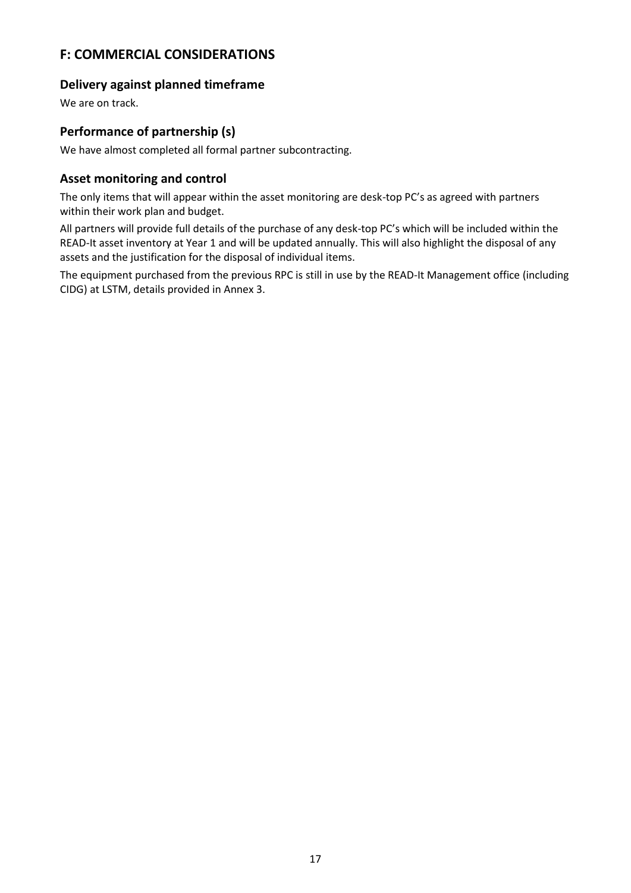## F: COMMERCIAL CONSIDERATIONS

### Delivery against planned timeframe

We are on track.

### Performance of partnership (s)

We have almost completed all formal partner subcontracting.

### Asset monitoring and control

The only items that will appear within the asset monitoring are desk-top PC's as agreed with partners within their work plan and budget.

All partners will provide full details of the purchase of any desk-top PC's which will be included within the READ-It asset inventory at Year 1 and will be updated annually. This will also highlight the disposal of any assets and the justification for the disposal of individual items.

The equipment purchased from the previous RPC is still in use by the READ-It Management office (including CIDG) at LSTM, details provided in Annex 3.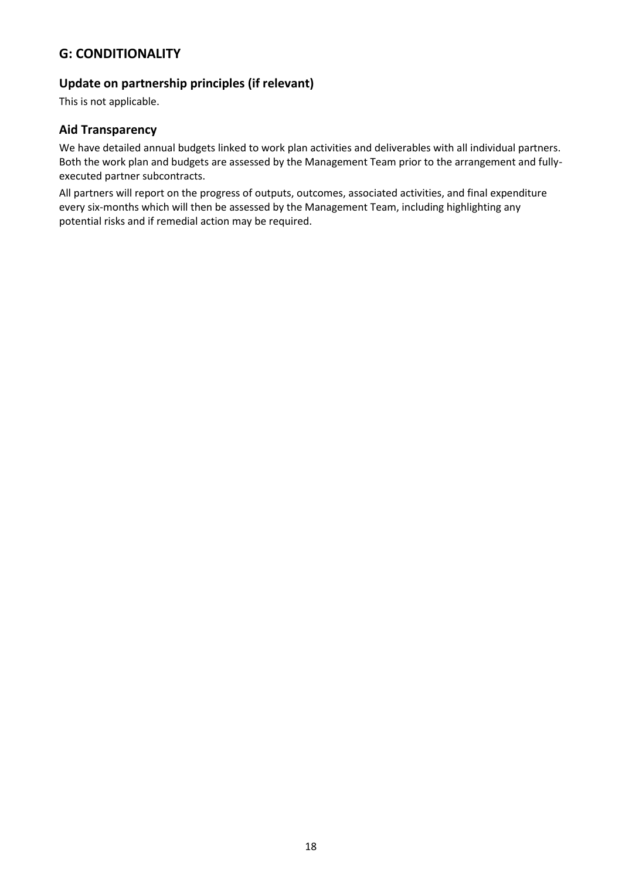## G: CONDITIONALITY

### Update on partnership principles (if relevant)

This is not applicable.

### Aid Transparency

We have detailed annual budgets linked to work plan activities and deliverables with all individual partners. Both the work plan and budgets are assessed by the Management Team prior to the arrangement and fully-executed partner subcontracts.

All partners will report on the progress of outputs, outcomes, associated activities, and final expenditure every six-months which will then be assessed by the Management Team, including highlighting any potential risks and if remedial action may be required.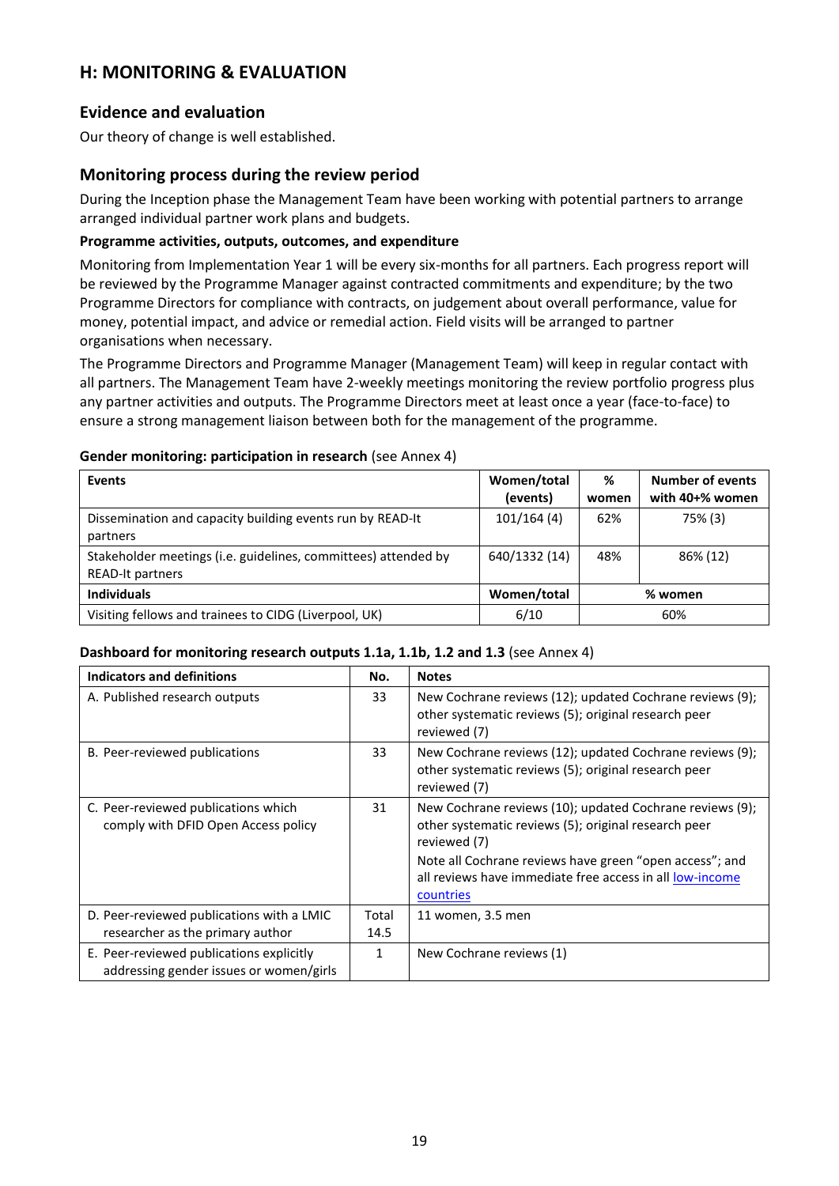## H: MONITORING & EVALUATION

### Evidence and evaluation

Our theory of change is well established.

### Monitoring process during the review period

During the Inception phase the Management Team have been working with potential partners to arrange arranged individual partner work plans and budgets.

**Programme activities, outputs, outcomes, and expenditure**

Monitoring from Implementation Year 1 will be every six-months for all partners. Each progress report will be reviewed by the Programme Manager against contracted commitments and expenditure; by the two Programme Directors for compliance with contracts, on judgement about overall performance, value for money, potential impact, and advice or remedial action. Field visits will be arranged to partner organisations when necessary.

The Programme Directors and Programme Manager (Management Team) will keep in regular contact with all partners. The Management Team have 2-weekly meetings monitoring the review portfolio progress plus any partner activities and outputs. The Programme Directors meet at least once a year (face-to-face) to ensure a strong management liaison between both for the management of the programme.

**Gender monitoring: participation in research** (see Annex 4)

| Events | Women/total (events) | % women | Number of events with 40+% women |
|---|---|---|---|
| Dissemination and capacity building events run by READ-It partners | 101/164 (4) | 62% | 75% (3) |
| Stakeholder meetings (i.e. guidelines, committees) attended by READ-It partners | 640/1332 (14) | 48% | 86% (12) |
| **Individuals** | **Women/total** | **% women** | |
| Visiting fellows and trainees to CIDG (Liverpool, UK) | 6/10 | 60% | |

**Dashboard for monitoring research outputs 1.1a, 1.1b, 1.2 and 1.3** (see Annex 4)

| Indicators and definitions | No. | Notes |
|---|---|---|
| A. Published research outputs | 33 | New Cochrane reviews (12); updated Cochrane reviews (9); other systematic reviews (5); original research peer reviewed (7) |
| B. Peer-reviewed publications | 33 | New Cochrane reviews (12); updated Cochrane reviews (9); other systematic reviews (5); original research peer reviewed (7) |
| C. Peer-reviewed publications which comply with DFID Open Access policy | 31 | New Cochrane reviews (10); updated Cochrane reviews (9); other systematic reviews (5); original research peer reviewed (7)<br>Note all Cochrane reviews have green "open access"; and all reviews have immediate free access in all low-income countries |
| D. Peer-reviewed publications with a LMIC researcher as the primary author | Total 14.5 | 11 women, 3.5 men |
| E. Peer-reviewed publications explicitly addressing gender issues or women/girls | 1 | New Cochrane reviews (1) |